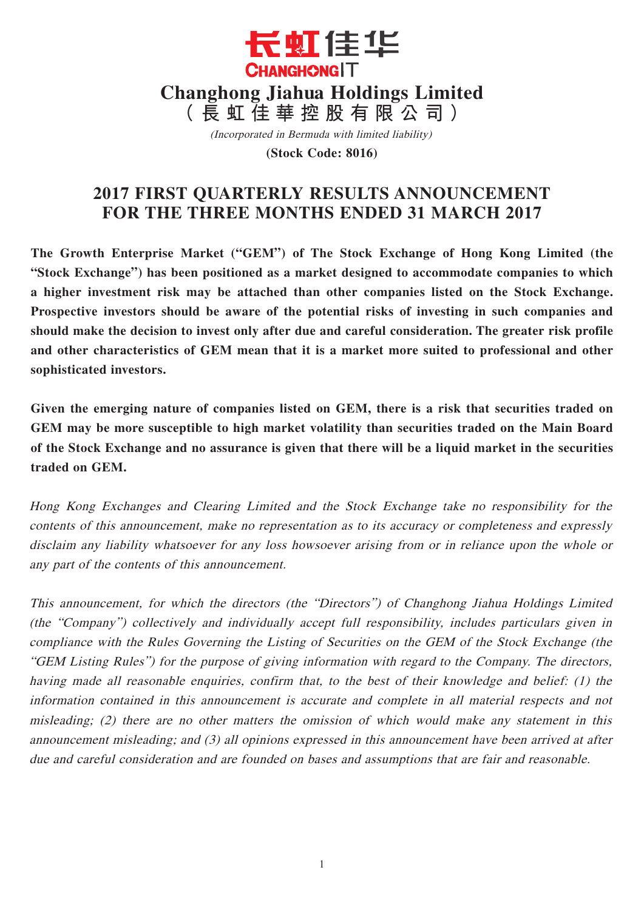长虹佳华
CHANGHONGIT

# Changhong Jiahua Holdings Limited
# （長虹佳華控股有限公司）

*(Incorporated in Bermuda with limited liability)*

**(Stock Code: 8016)**

## 2017 FIRST QUARTERLY RESULTS ANNOUNCEMENT FOR THE THREE MONTHS ENDED 31 MARCH 2017

**The Growth Enterprise Market ("GEM") of The Stock Exchange of Hong Kong Limited (the "Stock Exchange") has been positioned as a market designed to accommodate companies to which a higher investment risk may be attached than other companies listed on the Stock Exchange. Prospective investors should be aware of the potential risks of investing in such companies and should make the decision to invest only after due and careful consideration. The greater risk profile and other characteristics of GEM mean that it is a market more suited to professional and other sophisticated investors.**

**Given the emerging nature of companies listed on GEM, there is a risk that securities traded on GEM may be more susceptible to high market volatility than securities traded on the Main Board of the Stock Exchange and no assurance is given that there will be a liquid market in the securities traded on GEM.**

*Hong Kong Exchanges and Clearing Limited and the Stock Exchange take no responsibility for the contents of this announcement, make no representation as to its accuracy or completeness and expressly disclaim any liability whatsoever for any loss howsoever arising from or in reliance upon the whole or any part of the contents of this announcement.*

*This announcement, for which the directors (the "Directors") of Changhong Jiahua Holdings Limited (the "Company") collectively and individually accept full responsibility, includes particulars given in compliance with the Rules Governing the Listing of Securities on the GEM of the Stock Exchange (the "GEM Listing Rules") for the purpose of giving information with regard to the Company. The directors, having made all reasonable enquiries, confirm that, to the best of their knowledge and belief: (1) the information contained in this announcement is accurate and complete in all material respects and not misleading; (2) there are no other matters the omission of which would make any statement in this announcement misleading; and (3) all opinions expressed in this announcement have been arrived at after due and careful consideration and are founded on bases and assumptions that are fair and reasonable.*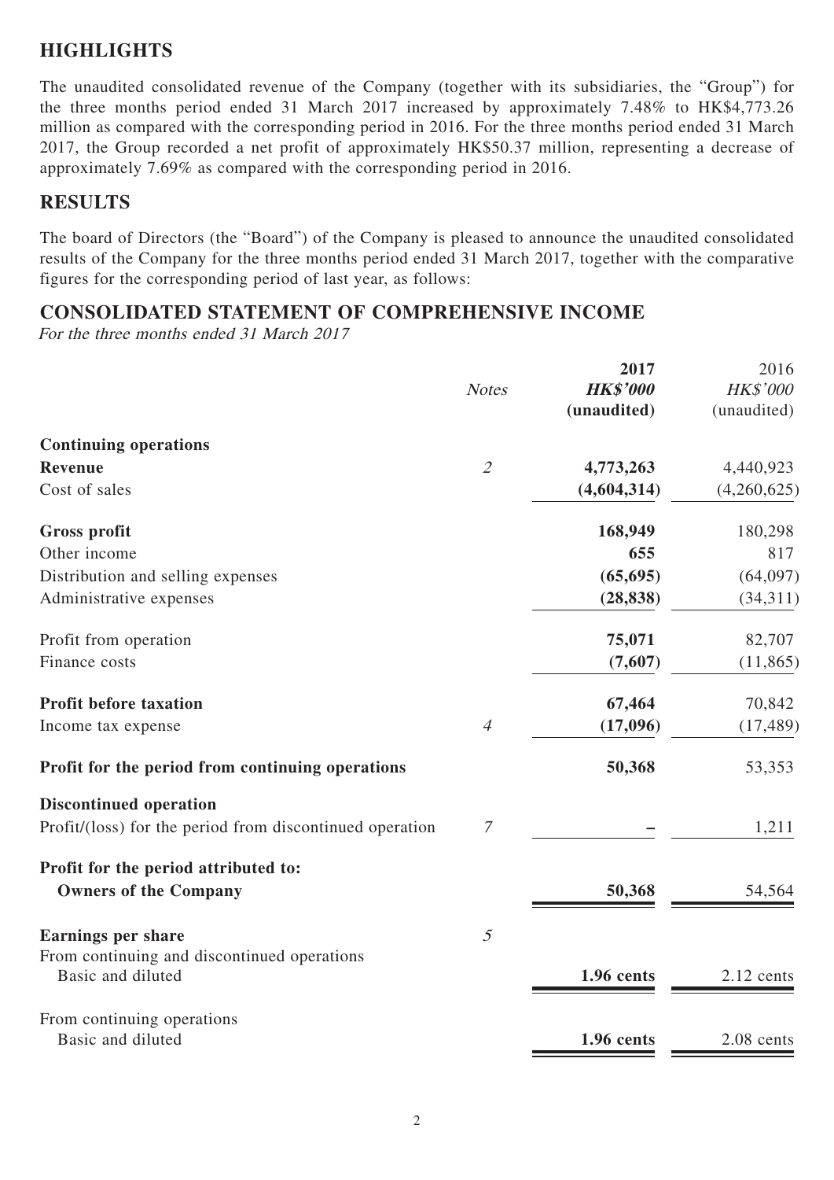## HIGHLIGHTS

The unaudited consolidated revenue of the Company (together with its subsidiaries, the "Group") for the three months period ended 31 March 2017 increased by approximately 7.48% to HK$4,773.26 million as compared with the corresponding period in 2016. For the three months period ended 31 March 2017, the Group recorded a net profit of approximately HK$50.37 million, representing a decrease of approximately 7.69% as compared with the corresponding period in 2016.

## RESULTS

The board of Directors (the "Board") of the Company is pleased to announce the unaudited consolidated results of the Company for the three months period ended 31 March 2017, together with the comparative figures for the corresponding period of last year, as follows:

## CONSOLIDATED STATEMENT OF COMPREHENSIVE INCOME

*For the three months ended 31 March 2017*

| | *Notes* | **2017** | 2016 |
|---|---|---|---|
| | | ***HK$'000*** | *HK$'000* |
| | | **(unaudited)** | (unaudited) |
| **Continuing operations** | | | |
| **Revenue** | *2* | **4,773,263** | 4,440,923 |
| Cost of sales | | **(4,604,314)** | (4,260,625) |
| **Gross profit** | | **168,949** | 180,298 |
| Other income | | **655** | 817 |
| Distribution and selling expenses | | **(65,695)** | (64,097) |
| Administrative expenses | | **(28,838)** | (34,311) |
| Profit from operation | | **75,071** | 82,707 |
| Finance costs | | **(7,607)** | (11,865) |
| **Profit before taxation** | | **67,464** | 70,842 |
| Income tax expense | *4* | **(17,096)** | (17,489) |
| **Profit for the period from continuing operations** | | **50,368** | 53,353 |
| **Discontinued operation** | | | |
| Profit/(loss) for the period from discontinued operation | *7* | **–** | 1,211 |
| **Profit for the period attributed to:** | | | |
| **Owners of the Company** | | **50,368** | 54,564 |
| **Earnings per share** | *5* | | |
| From continuing and discontinued operations<br>Basic and diluted | | **1.96 cents** | 2.12 cents |
| From continuing operations<br>Basic and diluted | | **1.96 cents** | 2.08 cents |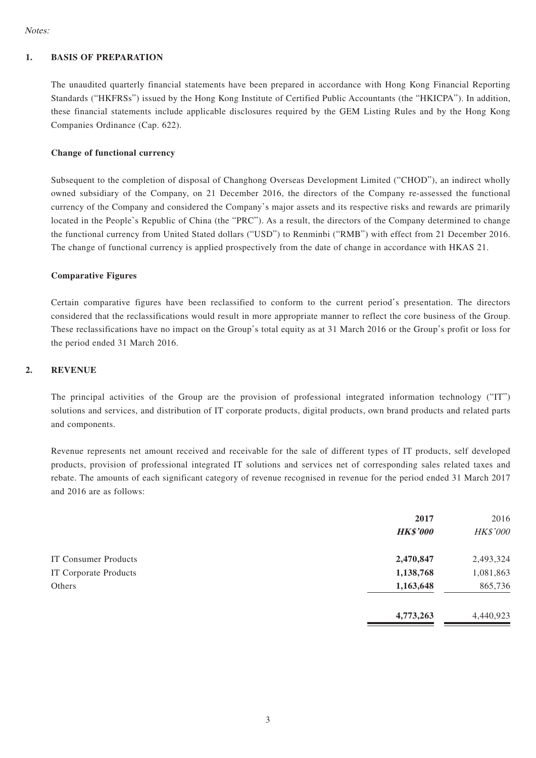*Notes:*

## 1. BASIS OF PREPARATION

The unaudited quarterly financial statements have been prepared in accordance with Hong Kong Financial Reporting Standards ("HKFRSs") issued by the Hong Kong Institute of Certified Public Accountants (the "HKICPA"). In addition, these financial statements include applicable disclosures required by the GEM Listing Rules and by the Hong Kong Companies Ordinance (Cap. 622).

### Change of functional currency

Subsequent to the completion of disposal of Changhong Overseas Development Limited ("CHOD"), an indirect wholly owned subsidiary of the Company, on 21 December 2016, the directors of the Company re-assessed the functional currency of the Company and considered the Company's major assets and its respective risks and rewards are primarily located in the People's Republic of China (the "PRC"). As a result, the directors of the Company determined to change the functional currency from United Stated dollars ("USD") to Renminbi ("RMB") with effect from 21 December 2016. The change of functional currency is applied prospectively from the date of change in accordance with HKAS 21.

### Comparative Figures

Certain comparative figures have been reclassified to conform to the current period's presentation. The directors considered that the reclassifications would result in more appropriate manner to reflect the core business of the Group. These reclassifications have no impact on the Group's total equity as at 31 March 2016 or the Group's profit or loss for the period ended 31 March 2016.

## 2. REVENUE

The principal activities of the Group are the provision of professional integrated information technology ("IT") solutions and services, and distribution of IT corporate products, digital products, own brand products and related parts and components.

Revenue represents net amount received and receivable for the sale of different types of IT products, self developed products, provision of professional integrated IT solutions and services net of corresponding sales related taxes and rebate. The amounts of each significant category of revenue recognised in revenue for the period ended 31 March 2017 and 2016 are as follows:

| | **2017** | 2016 |
|---|---|---|
| | ***HK$'000*** | *HK$'000* |
| IT Consumer Products | **2,470,847** | 2,493,324 |
| IT Corporate Products | **1,138,768** | 1,081,863 |
| Others | **1,163,648** | 865,736 |
| | **4,773,263** | 4,440,923 |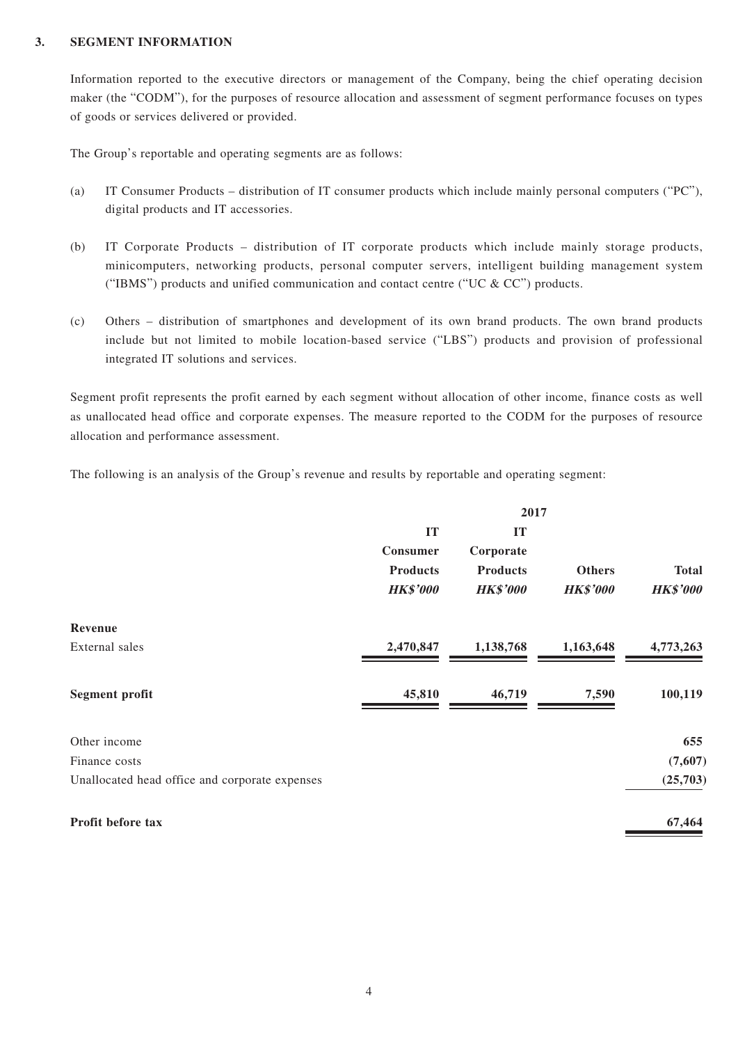## 3. SEGMENT INFORMATION

Information reported to the executive directors or management of the Company, being the chief operating decision maker (the "CODM"), for the purposes of resource allocation and assessment of segment performance focuses on types of goods or services delivered or provided.

The Group's reportable and operating segments are as follows:

(a) IT Consumer Products – distribution of IT consumer products which include mainly personal computers ("PC"), digital products and IT accessories.

(b) IT Corporate Products – distribution of IT corporate products which include mainly storage products, minicomputers, networking products, personal computer servers, intelligent building management system ("IBMS") products and unified communication and contact centre ("UC & CC") products.

(c) Others – distribution of smartphones and development of its own brand products. The own brand products include but not limited to mobile location-based service ("LBS") products and provision of professional integrated IT solutions and services.

Segment profit represents the profit earned by each segment without allocation of other income, finance costs as well as unallocated head office and corporate expenses. The measure reported to the CODM for the purposes of resource allocation and performance assessment.

The following is an analysis of the Group's revenue and results by reportable and operating segment:

| | 2017 | | | |
|---|---|---|---|---|
| | IT Consumer Products | IT Corporate Products | Others | Total |
| | *HK$'000* | *HK$'000* | *HK$'000* | *HK$'000* |
| **Revenue** | | | | |
| External sales | 2,470,847 | 1,138,768 | 1,163,648 | 4,773,263 |
| **Segment profit** | 45,810 | 46,719 | 7,590 | 100,119 |
| Other income | | | | 655 |
| Finance costs | | | | (7,607) |
| Unallocated head office and corporate expenses | | | | (25,703) |
| **Profit before tax** | | | | 67,464 |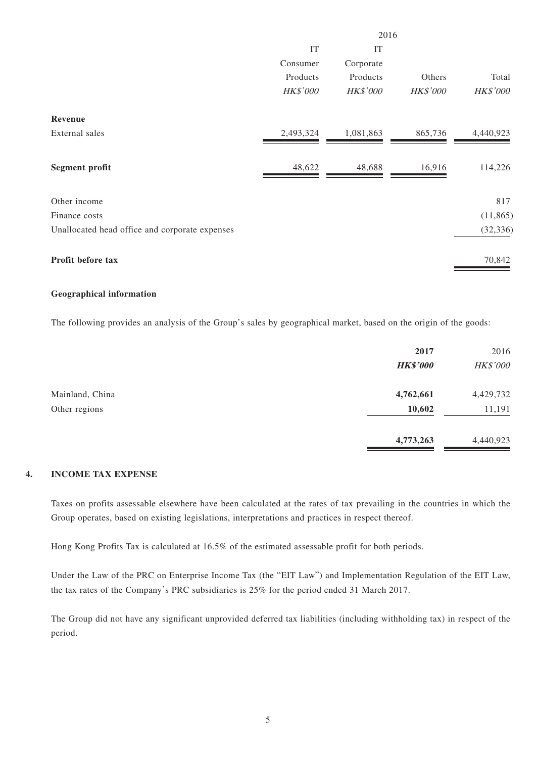| | 2016 | | | |
|---|---|---|---|---|
| | IT Consumer Products | IT Corporate Products | Others | Total |
| | *HK$'000* | *HK$'000* | *HK$'000* | *HK$'000* |
| **Revenue** | | | | |
| External sales | 2,493,324 | 1,081,863 | 865,736 | 4,440,923 |
| **Segment profit** | 48,622 | 48,688 | 16,916 | 114,226 |
| Other income | | | | 817 |
| Finance costs | | | | (11,865) |
| Unallocated head office and corporate expenses | | | | (32,336) |
| **Profit before tax** | | | | 70,842 |

**Geographical information**

The following provides an analysis of the Group's sales by geographical market, based on the origin of the goods:

| | **2017** | 2016 |
|---|---|---|
| | ***HK$'000*** | *HK$'000* |
| Mainland, China | **4,762,661** | 4,429,732 |
| Other regions | **10,602** | 11,191 |
| | **4,773,263** | 4,440,923 |

## 4. INCOME TAX EXPENSE

Taxes on profits assessable elsewhere have been calculated at the rates of tax prevailing in the countries in which the Group operates, based on existing legislations, interpretations and practices in respect thereof.

Hong Kong Profits Tax is calculated at 16.5% of the estimated assessable profit for both periods.

Under the Law of the PRC on Enterprise Income Tax (the "EIT Law") and Implementation Regulation of the EIT Law, the tax rates of the Company's PRC subsidiaries is 25% for the period ended 31 March 2017.

The Group did not have any significant unprovided deferred tax liabilities (including withholding tax) in respect of the period.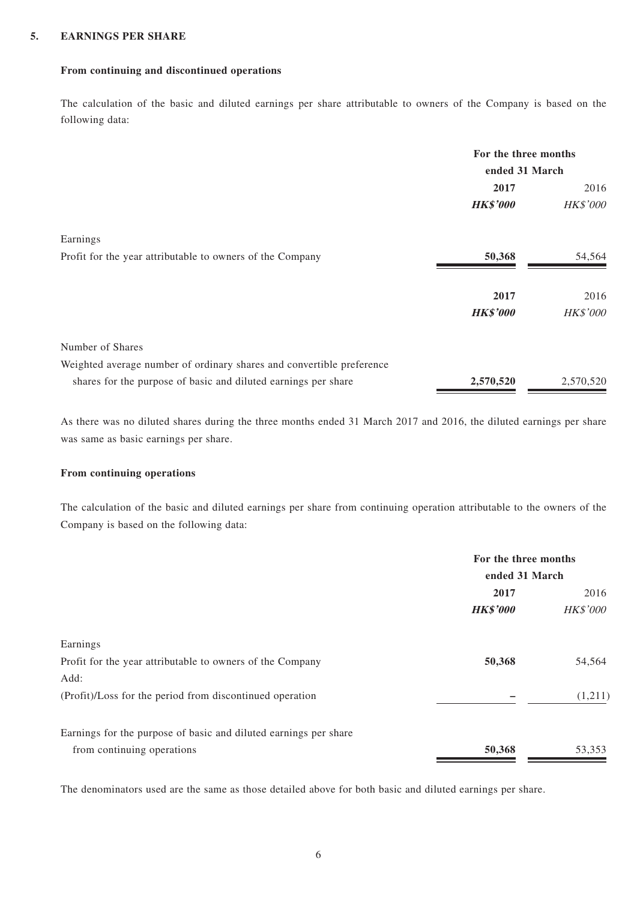## 5. EARNINGS PER SHARE

### From continuing and discontinued operations

The calculation of the basic and diluted earnings per share attributable to owners of the Company is based on the following data:

| | For the three months ended 31 March | |
|---|---|---|
| | **2017** | 2016 |
| | ***HK$'000*** | *HK$'000* |
| Earnings | | |
| Profit for the year attributable to owners of the Company | **50,368** | 54,564 |

| | **2017** | 2016 |
|---|---|---|
| | ***HK$'000*** | *HK$'000* |
| Number of Shares | | |
| Weighted average number of ordinary shares and convertible preference shares for the purpose of basic and diluted earnings per share | **2,570,520** | 2,570,520 |

As there was no diluted shares during the three months ended 31 March 2017 and 2016, the diluted earnings per share was same as basic earnings per share.

### From continuing operations

The calculation of the basic and diluted earnings per share from continuing operation attributable to the owners of the Company is based on the following data:

| | For the three months ended 31 March | |
|---|---|---|
| | **2017** | 2016 |
| | ***HK$'000*** | *HK$'000* |
| Earnings | | |
| Profit for the year attributable to owners of the Company | **50,368** | 54,564 |
| Add: | | |
| (Profit)/Loss for the period from discontinued operation | **–** | (1,211) |
| Earnings for the purpose of basic and diluted earnings per share from continuing operations | **50,368** | 53,353 |

The denominators used are the same as those detailed above for both basic and diluted earnings per share.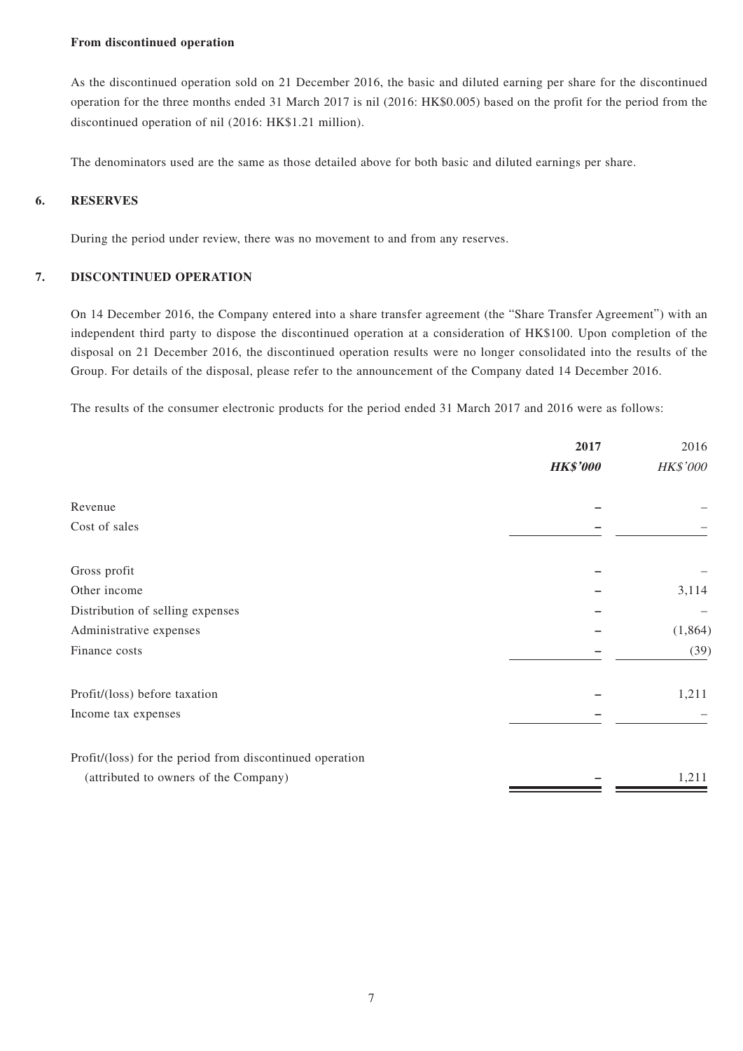**From discontinued operation**

As the discontinued operation sold on 21 December 2016, the basic and diluted earning per share for the discontinued operation for the three months ended 31 March 2017 is nil (2016: HK$0.005) based on the profit for the period from the discontinued operation of nil (2016: HK$1.21 million).

The denominators used are the same as those detailed above for both basic and diluted earnings per share.

## 6. RESERVES

During the period under review, there was no movement to and from any reserves.

## 7. DISCONTINUED OPERATION

On 14 December 2016, the Company entered into a share transfer agreement (the "Share Transfer Agreement") with an independent third party to dispose the discontinued operation at a consideration of HK$100. Upon completion of the disposal on 21 December 2016, the discontinued operation results were no longer consolidated into the results of the Group. For details of the disposal, please refer to the announcement of the Company dated 14 December 2016.

The results of the consumer electronic products for the period ended 31 March 2017 and 2016 were as follows:

| | **2017** | 2016 |
|---|---|---|
| | ***HK$'000*** | *HK$'000* |
| Revenue | **–** | – |
| Cost of sales | **–** | – |
| Gross profit | **–** | – |
| Other income | **–** | 3,114 |
| Distribution of selling expenses | **–** | – |
| Administrative expenses | **–** | (1,864) |
| Finance costs | **–** | (39) |
| Profit/(loss) before taxation | **–** | 1,211 |
| Income tax expenses | **–** | – |
| Profit/(loss) for the period from discontinued operation (attributed to owners of the Company) | **–** | 1,211 |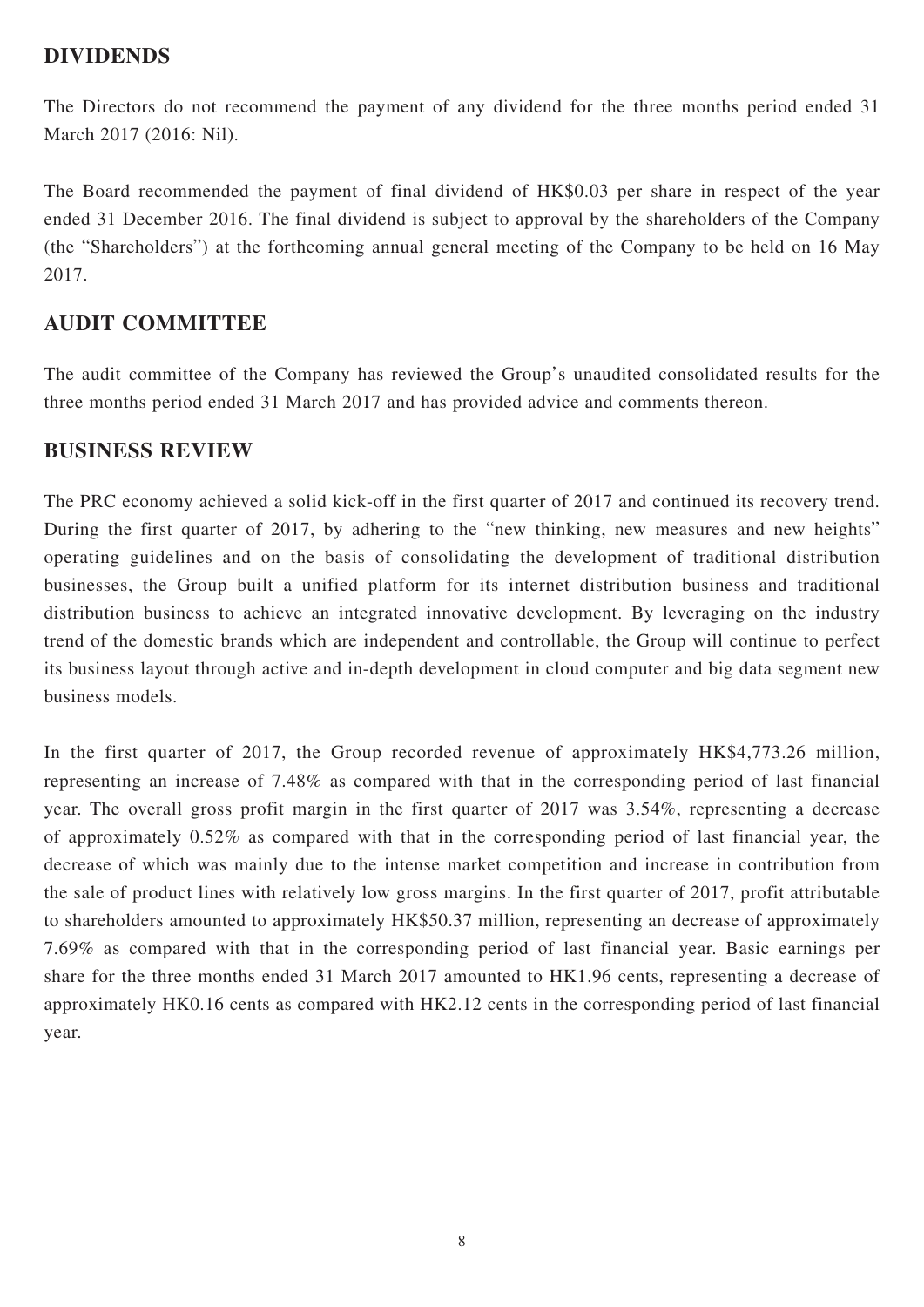## DIVIDENDS

The Directors do not recommend the payment of any dividend for the three months period ended 31 March 2017 (2016: Nil).

The Board recommended the payment of final dividend of HK$0.03 per share in respect of the year ended 31 December 2016. The final dividend is subject to approval by the shareholders of the Company (the "Shareholders") at the forthcoming annual general meeting of the Company to be held on 16 May 2017.

## AUDIT COMMITTEE

The audit committee of the Company has reviewed the Group's unaudited consolidated results for the three months period ended 31 March 2017 and has provided advice and comments thereon.

## BUSINESS REVIEW

The PRC economy achieved a solid kick-off in the first quarter of 2017 and continued its recovery trend. During the first quarter of 2017, by adhering to the "new thinking, new measures and new heights" operating guidelines and on the basis of consolidating the development of traditional distribution businesses, the Group built a unified platform for its internet distribution business and traditional distribution business to achieve an integrated innovative development. By leveraging on the industry trend of the domestic brands which are independent and controllable, the Group will continue to perfect its business layout through active and in-depth development in cloud computer and big data segment new business models.

In the first quarter of 2017, the Group recorded revenue of approximately HK$4,773.26 million, representing an increase of 7.48% as compared with that in the corresponding period of last financial year. The overall gross profit margin in the first quarter of 2017 was 3.54%, representing a decrease of approximately 0.52% as compared with that in the corresponding period of last financial year, the decrease of which was mainly due to the intense market competition and increase in contribution from the sale of product lines with relatively low gross margins. In the first quarter of 2017, profit attributable to shareholders amounted to approximately HK$50.37 million, representing an decrease of approximately 7.69% as compared with that in the corresponding period of last financial year. Basic earnings per share for the three months ended 31 March 2017 amounted to HK1.96 cents, representing a decrease of approximately HK0.16 cents as compared with HK2.12 cents in the corresponding period of last financial year.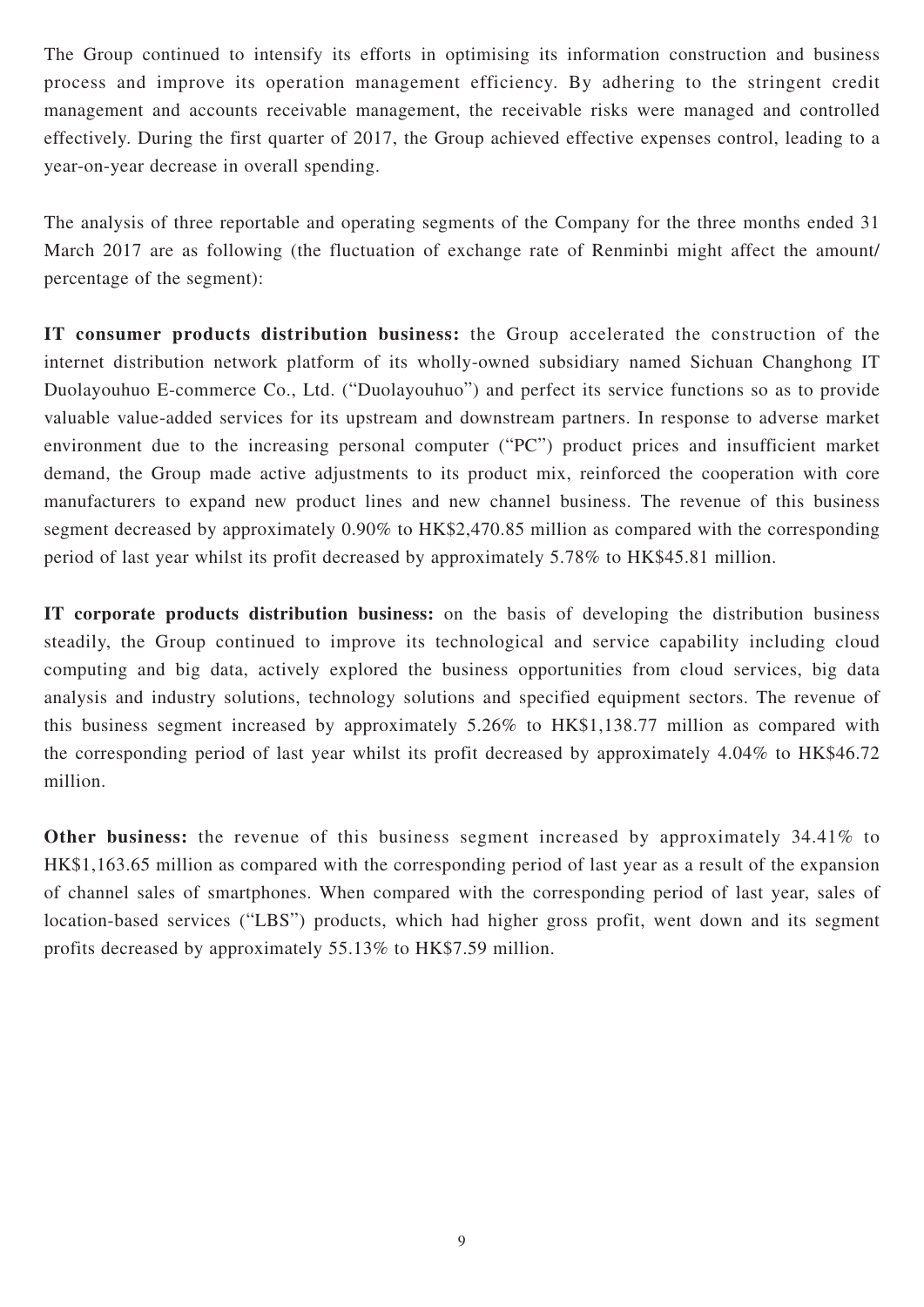The Group continued to intensify its efforts in optimising its information construction and business process and improve its operation management efficiency. By adhering to the stringent credit management and accounts receivable management, the receivable risks were managed and controlled effectively. During the first quarter of 2017, the Group achieved effective expenses control, leading to a year-on-year decrease in overall spending.

The analysis of three reportable and operating segments of the Company for the three months ended 31 March 2017 are as following (the fluctuation of exchange rate of Renminbi might affect the amount/ percentage of the segment):

**IT consumer products distribution business:** the Group accelerated the construction of the internet distribution network platform of its wholly-owned subsidiary named Sichuan Changhong IT Duolayouhuo E-commerce Co., Ltd. ("Duolayouhuo") and perfect its service functions so as to provide valuable value-added services for its upstream and downstream partners. In response to adverse market environment due to the increasing personal computer ("PC") product prices and insufficient market demand, the Group made active adjustments to its product mix, reinforced the cooperation with core manufacturers to expand new product lines and new channel business. The revenue of this business segment decreased by approximately 0.90% to HK$2,470.85 million as compared with the corresponding period of last year whilst its profit decreased by approximately 5.78% to HK$45.81 million.

**IT corporate products distribution business:** on the basis of developing the distribution business steadily, the Group continued to improve its technological and service capability including cloud computing and big data, actively explored the business opportunities from cloud services, big data analysis and industry solutions, technology solutions and specified equipment sectors. The revenue of this business segment increased by approximately 5.26% to HK$1,138.77 million as compared with the corresponding period of last year whilst its profit decreased by approximately 4.04% to HK$46.72 million.

**Other business:** the revenue of this business segment increased by approximately 34.41% to HK$1,163.65 million as compared with the corresponding period of last year as a result of the expansion of channel sales of smartphones. When compared with the corresponding period of last year, sales of location-based services ("LBS") products, which had higher gross profit, went down and its segment profits decreased by approximately 55.13% to HK$7.59 million.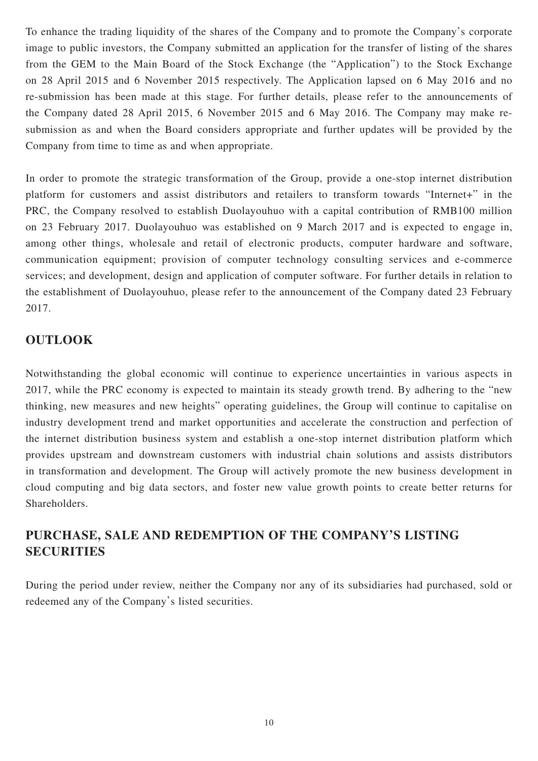To enhance the trading liquidity of the shares of the Company and to promote the Company's corporate image to public investors, the Company submitted an application for the transfer of listing of the shares from the GEM to the Main Board of the Stock Exchange (the "Application") to the Stock Exchange on 28 April 2015 and 6 November 2015 respectively. The Application lapsed on 6 May 2016 and no re-submission has been made at this stage. For further details, please refer to the announcements of the Company dated 28 April 2015, 6 November 2015 and 6 May 2016. The Company may make re-submission as and when the Board considers appropriate and further updates will be provided by the Company from time to time as and when appropriate.

In order to promote the strategic transformation of the Group, provide a one-stop internet distribution platform for customers and assist distributors and retailers to transform towards "Internet+" in the PRC, the Company resolved to establish Duolayouhuo with a capital contribution of RMB100 million on 23 February 2017. Duolayouhuo was established on 9 March 2017 and is expected to engage in, among other things, wholesale and retail of electronic products, computer hardware and software, communication equipment; provision of computer technology consulting services and e-commerce services; and development, design and application of computer software. For further details in relation to the establishment of Duolayouhuo, please refer to the announcement of the Company dated 23 February 2017.

## OUTLOOK

Notwithstanding the global economic will continue to experience uncertainties in various aspects in 2017, while the PRC economy is expected to maintain its steady growth trend. By adhering to the "new thinking, new measures and new heights" operating guidelines, the Group will continue to capitalise on industry development trend and market opportunities and accelerate the construction and perfection of the internet distribution business system and establish a one-stop internet distribution platform which provides upstream and downstream customers with industrial chain solutions and assists distributors in transformation and development. The Group will actively promote the new business development in cloud computing and big data sectors, and foster new value growth points to create better returns for Shareholders.

## PURCHASE, SALE AND REDEMPTION OF THE COMPANY'S LISTING SECURITIES

During the period under review, neither the Company nor any of its subsidiaries had purchased, sold or redeemed any of the Company's listed securities.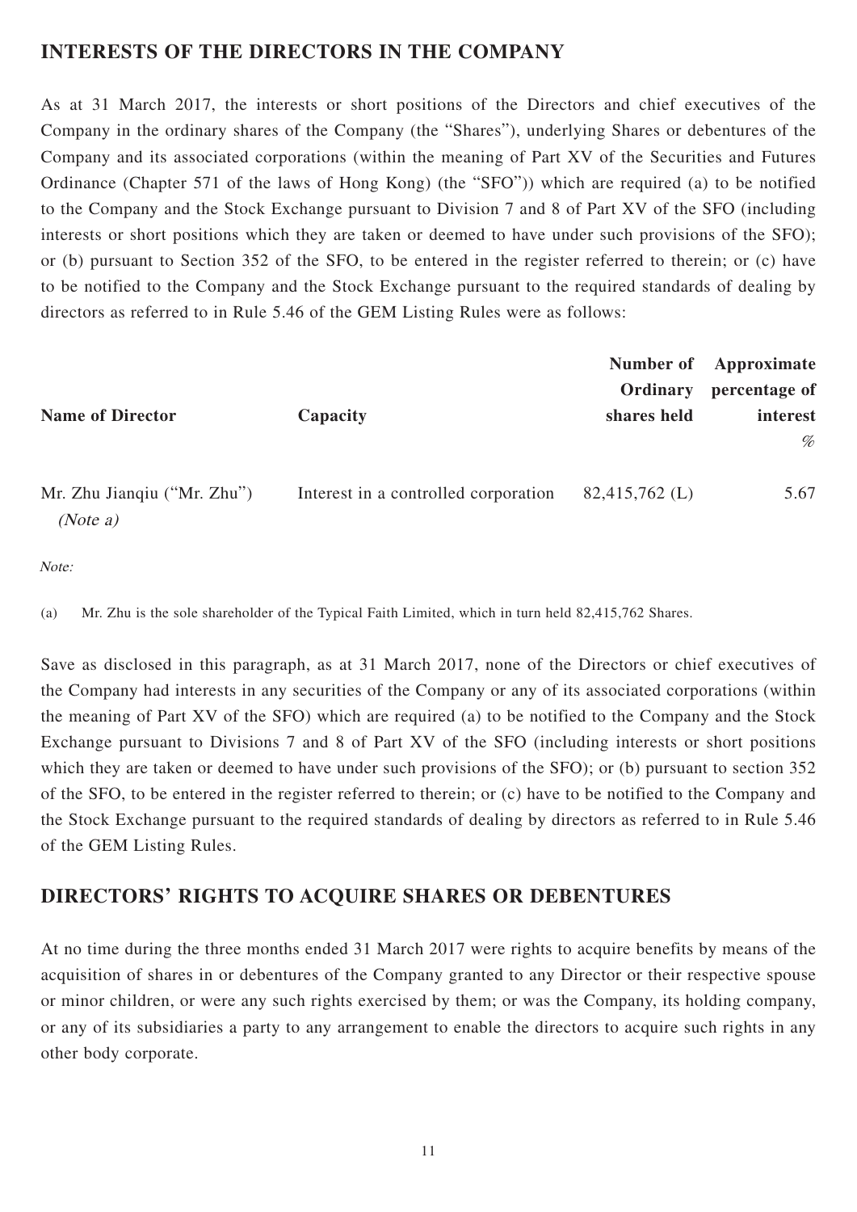## INTERESTS OF THE DIRECTORS IN THE COMPANY

As at 31 March 2017, the interests or short positions of the Directors and chief executives of the Company in the ordinary shares of the Company (the "Shares"), underlying Shares or debentures of the Company and its associated corporations (within the meaning of Part XV of the Securities and Futures Ordinance (Chapter 571 of the laws of Hong Kong) (the "SFO")) which are required (a) to be notified to the Company and the Stock Exchange pursuant to Division 7 and 8 of Part XV of the SFO (including interests or short positions which they are taken or deemed to have under such provisions of the SFO); or (b) pursuant to Section 352 of the SFO, to be entered in the register referred to therein; or (c) have to be notified to the Company and the Stock Exchange pursuant to the required standards of dealing by directors as referred to in Rule 5.46 of the GEM Listing Rules were as follows:

| Name of Director | Capacity | Number of Ordinary shares held | Approximate percentage of interest % |
|---|---|---|---|
| Mr. Zhu Jianqiu ("Mr. Zhu") *(Note a)* | Interest in a controlled corporation | 82,415,762 (L) | 5.67 |

*Note:*

(a) Mr. Zhu is the sole shareholder of the Typical Faith Limited, which in turn held 82,415,762 Shares.

Save as disclosed in this paragraph, as at 31 March 2017, none of the Directors or chief executives of the Company had interests in any securities of the Company or any of its associated corporations (within the meaning of Part XV of the SFO) which are required (a) to be notified to the Company and the Stock Exchange pursuant to Divisions 7 and 8 of Part XV of the SFO (including interests or short positions which they are taken or deemed to have under such provisions of the SFO); or (b) pursuant to section 352 of the SFO, to be entered in the register referred to therein; or (c) have to be notified to the Company and the Stock Exchange pursuant to the required standards of dealing by directors as referred to in Rule 5.46 of the GEM Listing Rules.

## DIRECTORS' RIGHTS TO ACQUIRE SHARES OR DEBENTURES

At no time during the three months ended 31 March 2017 were rights to acquire benefits by means of the acquisition of shares in or debentures of the Company granted to any Director or their respective spouse or minor children, or were any such rights exercised by them; or was the Company, its holding company, or any of its subsidiaries a party to any arrangement to enable the directors to acquire such rights in any other body corporate.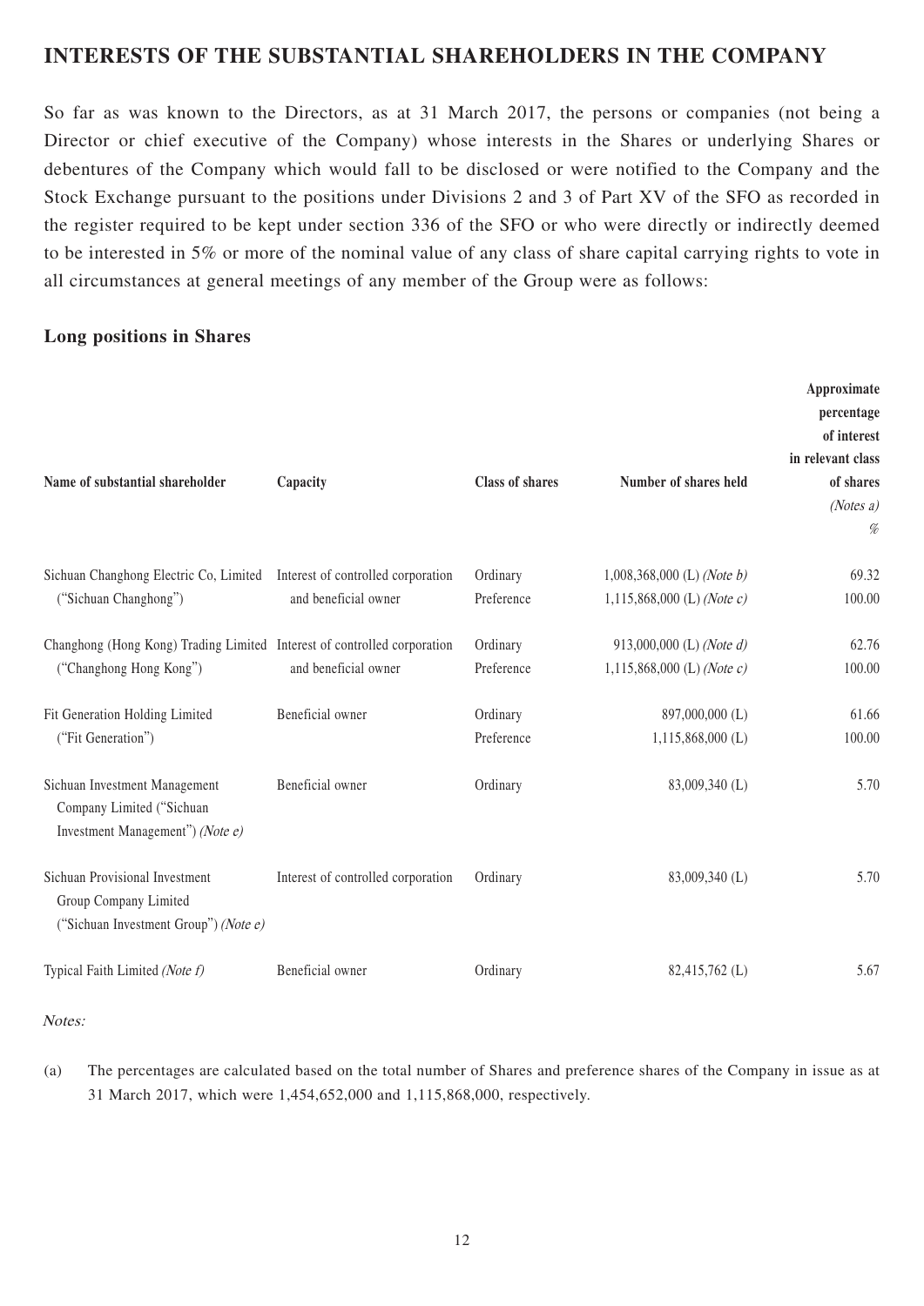## INTERESTS OF THE SUBSTANTIAL SHAREHOLDERS IN THE COMPANY

So far as was known to the Directors, as at 31 March 2017, the persons or companies (not being a Director or chief executive of the Company) whose interests in the Shares or underlying Shares or debentures of the Company which would fall to be disclosed or were notified to the Company and the Stock Exchange pursuant to the positions under Divisions 2 and 3 of Part XV of the SFO as recorded in the register required to be kept under section 336 of the SFO or who were directly or indirectly deemed to be interested in 5% or more of the nominal value of any class of share capital carrying rights to vote in all circumstances at general meetings of any member of the Group were as follows:

### Long positions in Shares

| Name of substantial shareholder | Capacity | Class of shares | Number of shares held | Approximate percentage of interest in relevant class of shares *(Notes a)* % |
|---|---|---|---|---|
| Sichuan Changhong Electric Co, Limited ("Sichuan Changhong") | Interest of controlled corporation and beneficial owner | Ordinary | 1,008,368,000 (L) *(Note b)* | 69.32 |
| | | Preference | 1,115,868,000 (L) *(Note c)* | 100.00 |
| Changhong (Hong Kong) Trading Limited ("Changhong Hong Kong") | Interest of controlled corporation and beneficial owner | Ordinary | 913,000,000 (L) *(Note d)* | 62.76 |
| | | Preference | 1,115,868,000 (L) *(Note c)* | 100.00 |
| Fit Generation Holding Limited ("Fit Generation") | Beneficial owner | Ordinary | 897,000,000 (L) | 61.66 |
| | | Preference | 1,115,868,000 (L) | 100.00 |
| Sichuan Investment Management Company Limited ("Sichuan Investment Management") *(Note e)* | Beneficial owner | Ordinary | 83,009,340 (L) | 5.70 |
| Sichuan Provisional Investment Group Company Limited ("Sichuan Investment Group") *(Note e)* | Interest of controlled corporation | Ordinary | 83,009,340 (L) | 5.70 |
| Typical Faith Limited *(Note f)* | Beneficial owner | Ordinary | 82,415,762 (L) | 5.67 |

*Notes:*

(a) The percentages are calculated based on the total number of Shares and preference shares of the Company in issue as at 31 March 2017, which were 1,454,652,000 and 1,115,868,000, respectively.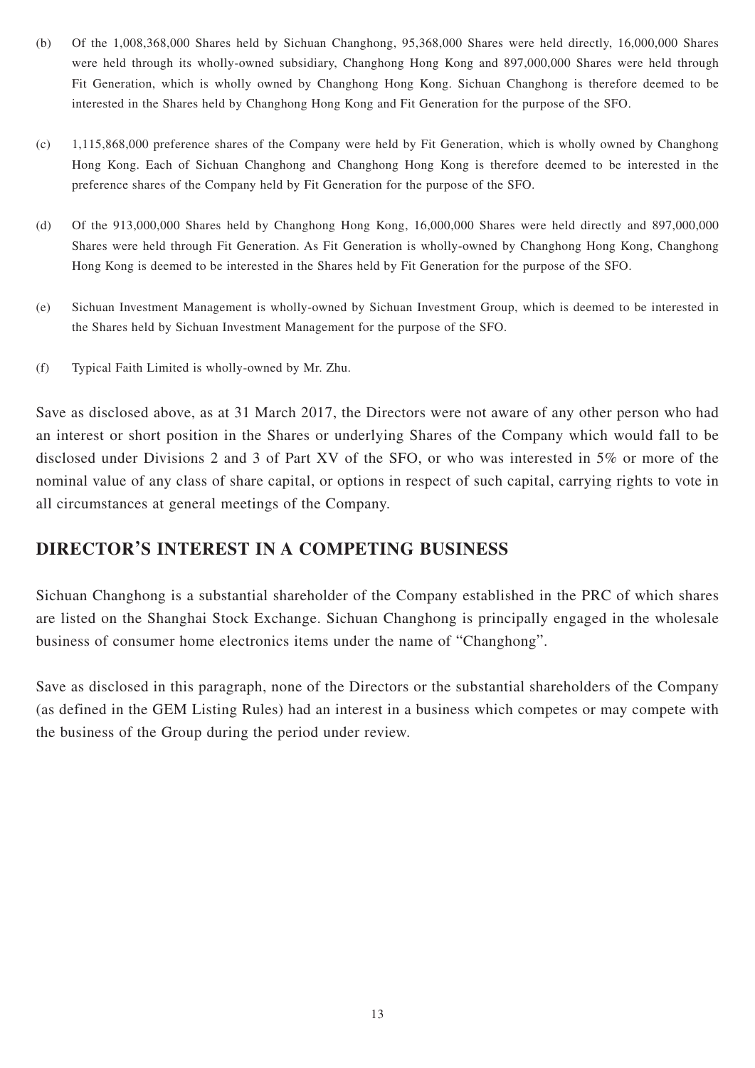(b) Of the 1,008,368,000 Shares held by Sichuan Changhong, 95,368,000 Shares were held directly, 16,000,000 Shares were held through its wholly-owned subsidiary, Changhong Hong Kong and 897,000,000 Shares were held through Fit Generation, which is wholly owned by Changhong Hong Kong. Sichuan Changhong is therefore deemed to be interested in the Shares held by Changhong Hong Kong and Fit Generation for the purpose of the SFO.

(c) 1,115,868,000 preference shares of the Company were held by Fit Generation, which is wholly owned by Changhong Hong Kong. Each of Sichuan Changhong and Changhong Hong Kong is therefore deemed to be interested in the preference shares of the Company held by Fit Generation for the purpose of the SFO.

(d) Of the 913,000,000 Shares held by Changhong Hong Kong, 16,000,000 Shares were held directly and 897,000,000 Shares were held through Fit Generation. As Fit Generation is wholly-owned by Changhong Hong Kong, Changhong Hong Kong is deemed to be interested in the Shares held by Fit Generation for the purpose of the SFO.

(e) Sichuan Investment Management is wholly-owned by Sichuan Investment Group, which is deemed to be interested in the Shares held by Sichuan Investment Management for the purpose of the SFO.

(f) Typical Faith Limited is wholly-owned by Mr. Zhu.

Save as disclosed above, as at 31 March 2017, the Directors were not aware of any other person who had an interest or short position in the Shares or underlying Shares of the Company which would fall to be disclosed under Divisions 2 and 3 of Part XV of the SFO, or who was interested in 5% or more of the nominal value of any class of share capital, or options in respect of such capital, carrying rights to vote in all circumstances at general meetings of the Company.

## DIRECTOR'S INTEREST IN A COMPETING BUSINESS

Sichuan Changhong is a substantial shareholder of the Company established in the PRC of which shares are listed on the Shanghai Stock Exchange. Sichuan Changhong is principally engaged in the wholesale business of consumer home electronics items under the name of "Changhong".

Save as disclosed in this paragraph, none of the Directors or the substantial shareholders of the Company (as defined in the GEM Listing Rules) had an interest in a business which competes or may compete with the business of the Group during the period under review.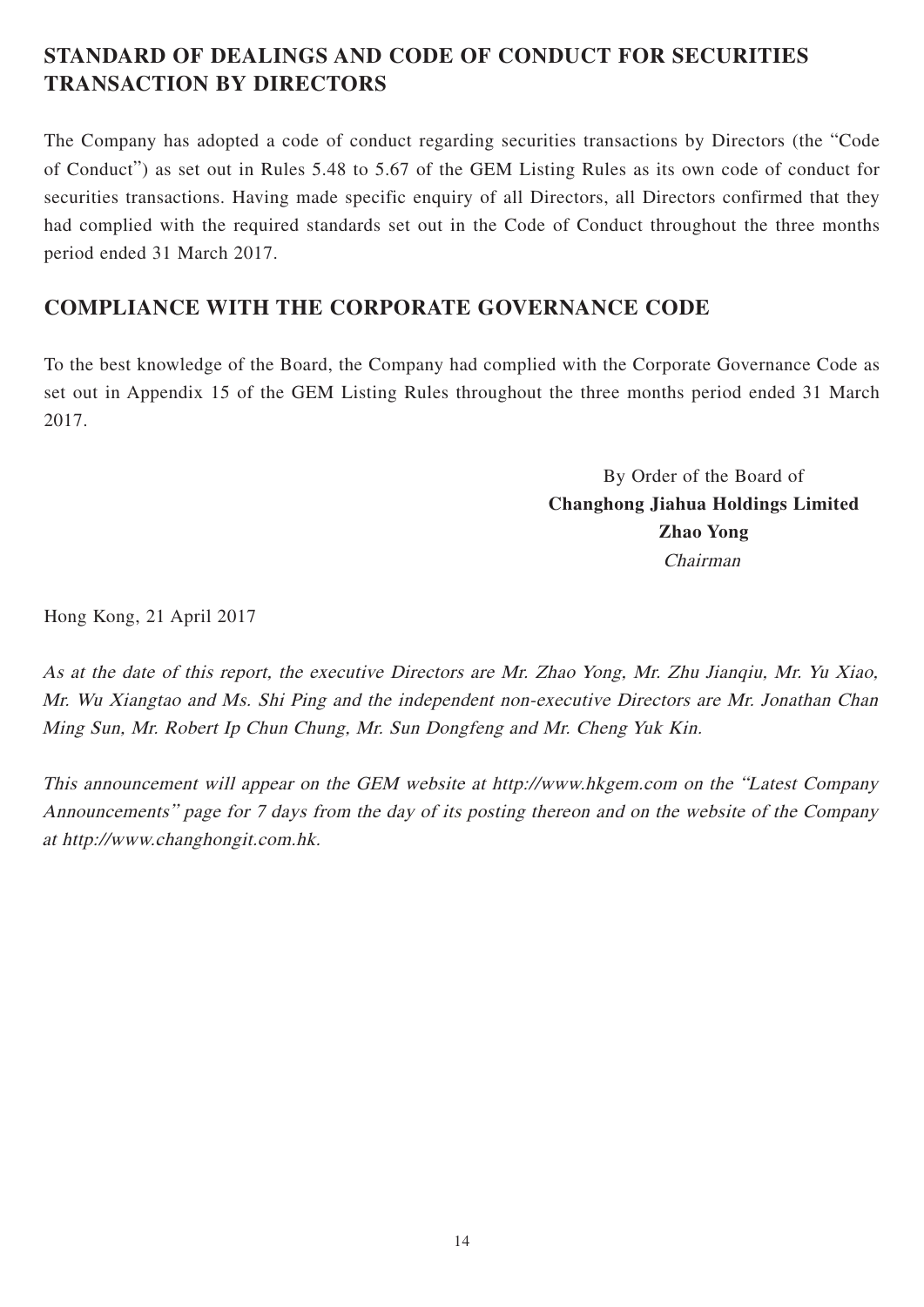## STANDARD OF DEALINGS AND CODE OF CONDUCT FOR SECURITIES TRANSACTION BY DIRECTORS

The Company has adopted a code of conduct regarding securities transactions by Directors (the "Code of Conduct") as set out in Rules 5.48 to 5.67 of the GEM Listing Rules as its own code of conduct for securities transactions. Having made specific enquiry of all Directors, all Directors confirmed that they had complied with the required standards set out in the Code of Conduct throughout the three months period ended 31 March 2017.

## COMPLIANCE WITH THE CORPORATE GOVERNANCE CODE

To the best knowledge of the Board, the Company had complied with the Corporate Governance Code as set out in Appendix 15 of the GEM Listing Rules throughout the three months period ended 31 March 2017.

By Order of the Board of
**Changhong Jiahua Holdings Limited**
**Zhao Yong**
*Chairman*

Hong Kong, 21 April 2017

*As at the date of this report, the executive Directors are Mr. Zhao Yong, Mr. Zhu Jianqiu, Mr. Yu Xiao, Mr. Wu Xiangtao and Ms. Shi Ping and the independent non-executive Directors are Mr. Jonathan Chan Ming Sun, Mr. Robert Ip Chun Chung, Mr. Sun Dongfeng and Mr. Cheng Yuk Kin.*

*This announcement will appear on the GEM website at http://www.hkgem.com on the "Latest Company Announcements" page for 7 days from the day of its posting thereon and on the website of the Company at http://www.changhongit.com.hk.*